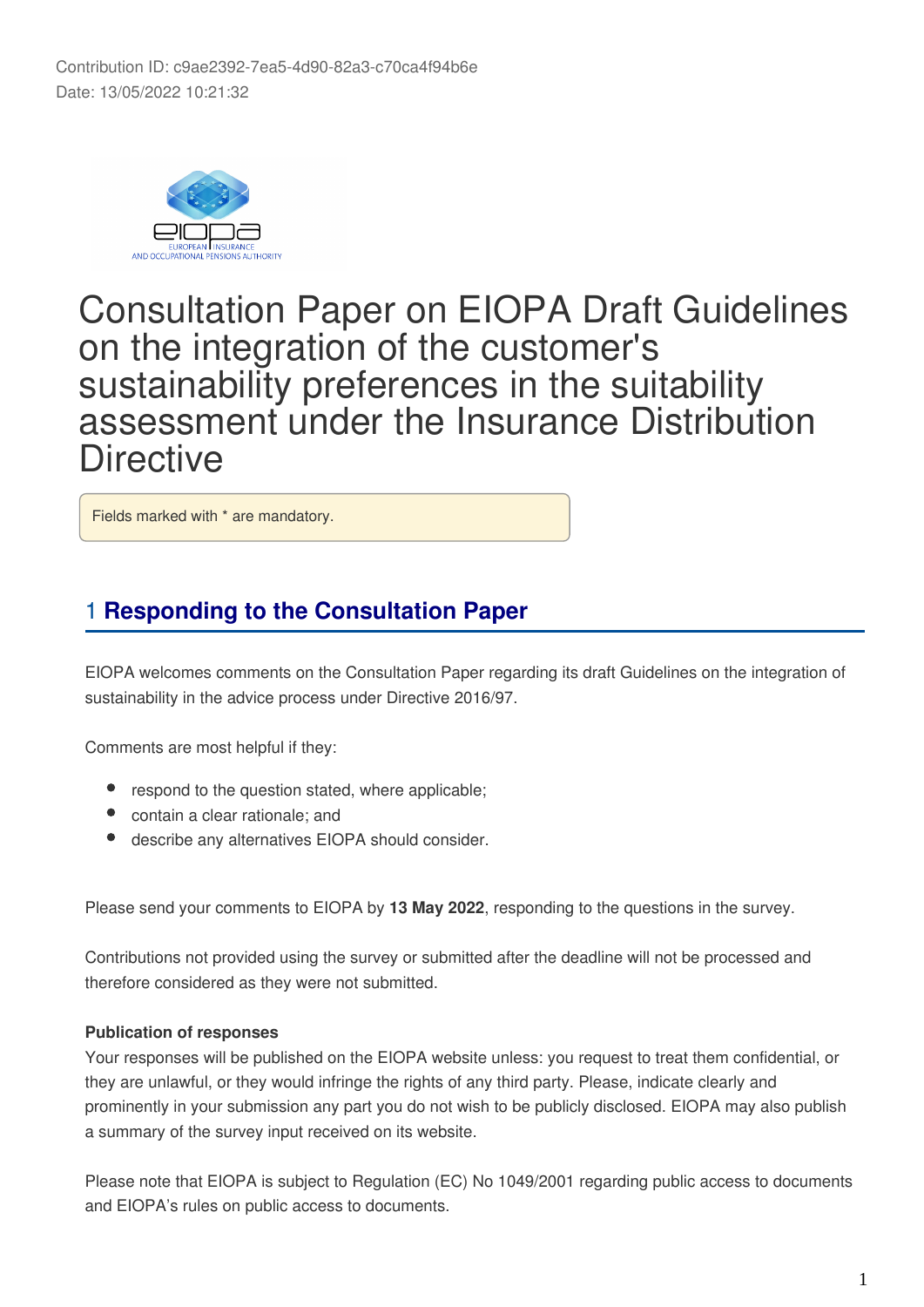Contribution ID: c9ae2392-7ea5-4d90-82a3-c70ca4f94b6e
Date: 13/05/2022 10:21:32

# Consultation Paper on EIOPA Draft Guidelines on the integration of the customer's sustainability preferences in the suitability assessment under the Insurance Distribution Directive

Fields marked with * are mandatory.

## 1 Responding to the Consultation Paper

EIOPA welcomes comments on the Consultation Paper regarding its draft Guidelines on the integration of sustainability in the advice process under Directive 2016/97.

Comments are most helpful if they:

- respond to the question stated, where applicable;
- contain a clear rationale; and
- describe any alternatives EIOPA should consider.

Please send your comments to EIOPA by **13 May 2022**, responding to the questions in the survey.

Contributions not provided using the survey or submitted after the deadline will not be processed and therefore considered as they were not submitted.

**Publication of responses**

Your responses will be published on the EIOPA website unless: you request to treat them confidential, or they are unlawful, or they would infringe the rights of any third party. Please, indicate clearly and prominently in your submission any part you do not wish to be publicly disclosed. EIOPA may also publish a summary of the survey input received on its website.

Please note that EIOPA is subject to Regulation (EC) No 1049/2001 regarding public access to documents and EIOPA's rules on public access to documents.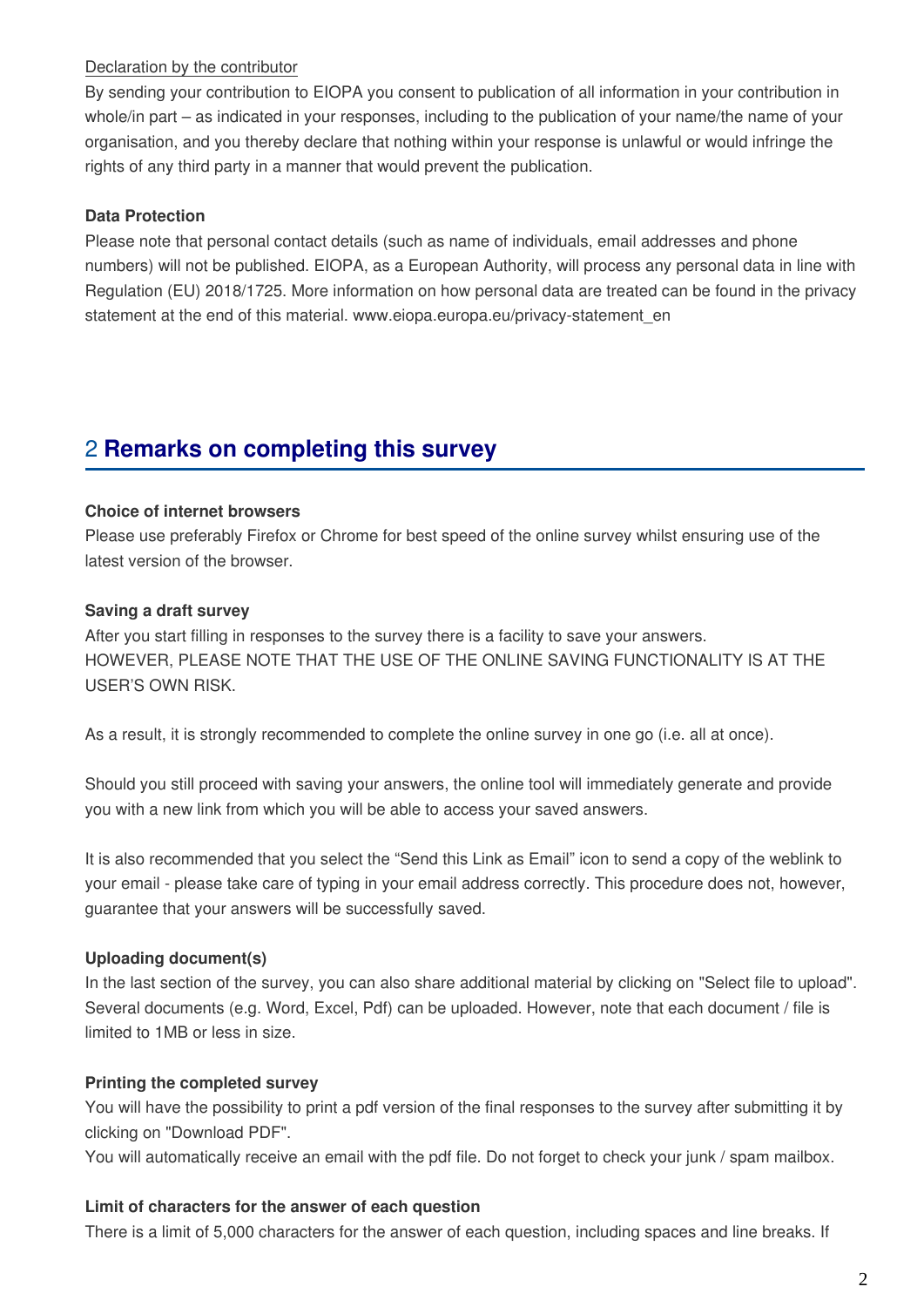Declaration by the contributor

By sending your contribution to EIOPA you consent to publication of all information in your contribution in whole/in part – as indicated in your responses, including to the publication of your name/the name of your organisation, and you thereby declare that nothing within your response is unlawful or would infringe the rights of any third party in a manner that would prevent the publication.

**Data Protection**

Please note that personal contact details (such as name of individuals, email addresses and phone numbers) will not be published. EIOPA, as a European Authority, will process any personal data in line with Regulation (EU) 2018/1725. More information on how personal data are treated can be found in the privacy statement at the end of this material. www.eiopa.europa.eu/privacy-statement_en

## 2 Remarks on completing this survey

**Choice of internet browsers**

Please use preferably Firefox or Chrome for best speed of the online survey whilst ensuring use of the latest version of the browser.

**Saving a draft survey**

After you start filling in responses to the survey there is a facility to save your answers.
HOWEVER, PLEASE NOTE THAT THE USE OF THE ONLINE SAVING FUNCTIONALITY IS AT THE USER'S OWN RISK.

As a result, it is strongly recommended to complete the online survey in one go (i.e. all at once).

Should you still proceed with saving your answers, the online tool will immediately generate and provide you with a new link from which you will be able to access your saved answers.

It is also recommended that you select the "Send this Link as Email" icon to send a copy of the weblink to your email - please take care of typing in your email address correctly. This procedure does not, however, guarantee that your answers will be successfully saved.

**Uploading document(s)**

In the last section of the survey, you can also share additional material by clicking on "Select file to upload". Several documents (e.g. Word, Excel, Pdf) can be uploaded. However, note that each document / file is limited to 1MB or less in size.

**Printing the completed survey**

You will have the possibility to print a pdf version of the final responses to the survey after submitting it by clicking on "Download PDF".
You will automatically receive an email with the pdf file. Do not forget to check your junk / spam mailbox.

**Limit of characters for the answer of each question**

There is a limit of 5,000 characters for the answer of each question, including spaces and line breaks. If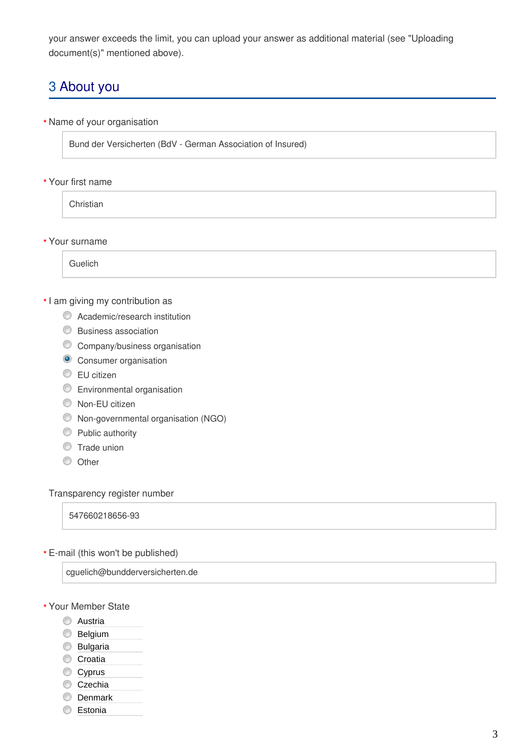your answer exceeds the limit, you can upload your answer as additional material (see "Uploading document(s)" mentioned above).

## 3 About you

* Name of your organisation

Bund der Versicherten (BdV - German Association of Insured)

* Your first name

Christian

* Your surname

Guelich

* I am giving my contribution as

- ○ Academic/research institution
- ○ Business association
- ○ Company/business organisation
- ● Consumer organisation
- ○ EU citizen
- ○ Environmental organisation
- ○ Non-EU citizen
- ○ Non-governmental organisation (NGO)
- ○ Public authority
- ○ Trade union
- ○ Other

Transparency register number

547660218656-93

* E-mail (this won't be published)

cguelich@bunddervesicherten.de

* Your Member State

- ○ Austria
- ○ Belgium
- ○ Bulgaria
- ○ Croatia
- ○ Cyprus
- ○ Czechia
- ○ Denmark
- ○ Estonia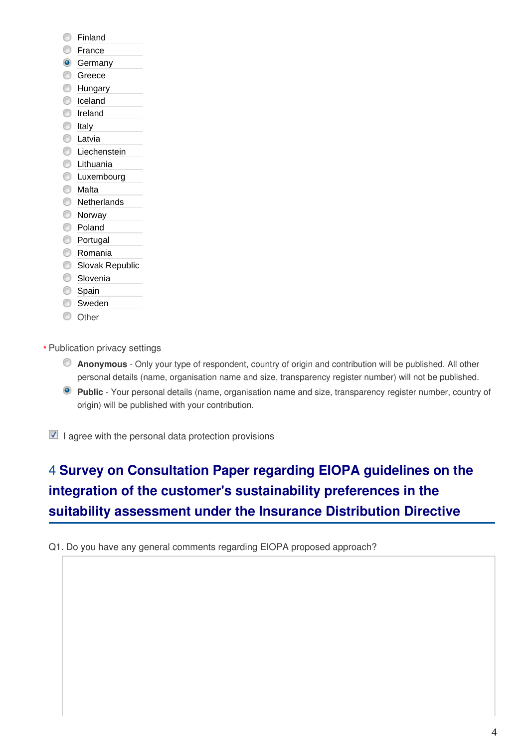- Finland
- France
- Germany (selected)
- Greece
- Hungary
- Iceland
- Ireland
- Italy
- Latvia
- Liechenstein
- Lithuania
- Luxembourg
- Malta
- Netherlands
- Norway
- Poland
- Portugal
- Romania
- Slovak Republic
- Slovenia
- Spain
- Sweden
- Other

\* Publication privacy settings

- **Anonymous** - Only your type of respondent, country of origin and contribution will be published. All other personal details (name, organisation name and size, transparency register number) will not be published.
- **Public** - Your personal details (name, organisation name and size, transparency register number, country of origin) will be published with your contribution. (selected)

☑ I agree with the personal data protection provisions

## 4 Survey on Consultation Paper regarding EIOPA guidelines on the integration of the customer's sustainability preferences in the suitability assessment under the Insurance Distribution Directive

Q1. Do you have any general comments regarding EIOPA proposed approach?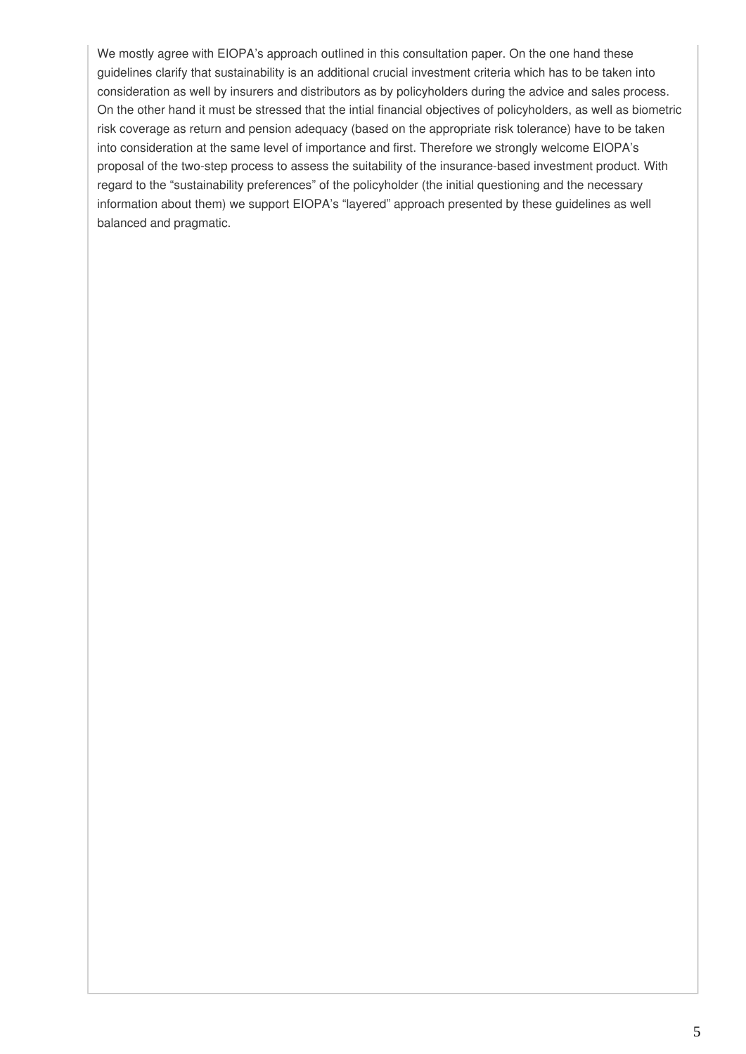We mostly agree with EIOPA's approach outlined in this consultation paper. On the one hand these guidelines clarify that sustainability is an additional crucial investment criteria which has to be taken into consideration as well by insurers and distributors as by policyholders during the advice and sales process. On the other hand it must be stressed that the intial financial objectives of policyholders, as well as biometric risk coverage as return and pension adequacy (based on the appropriate risk tolerance) have to be taken into consideration at the same level of importance and first. Therefore we strongly welcome EIOPA's proposal of the two-step process to assess the suitability of the insurance-based investment product. With regard to the "sustainability preferences" of the policyholder (the initial questioning and the necessary information about them) we support EIOPA's "layered" approach presented by these guidelines as well balanced and pragmatic.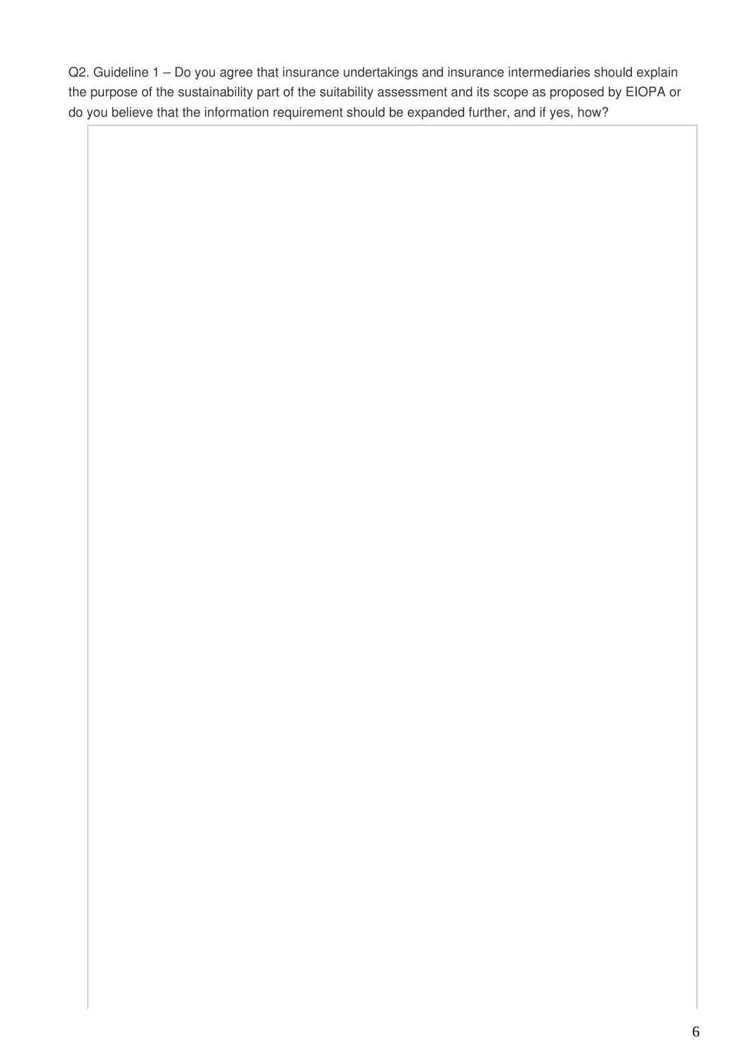Q2. Guideline 1 – Do you agree that insurance undertakings and insurance intermediaries should explain the purpose of the sustainability part of the suitability assessment and its scope as proposed by EIOPA or do you believe that the information requirement should be expanded further, and if yes, how?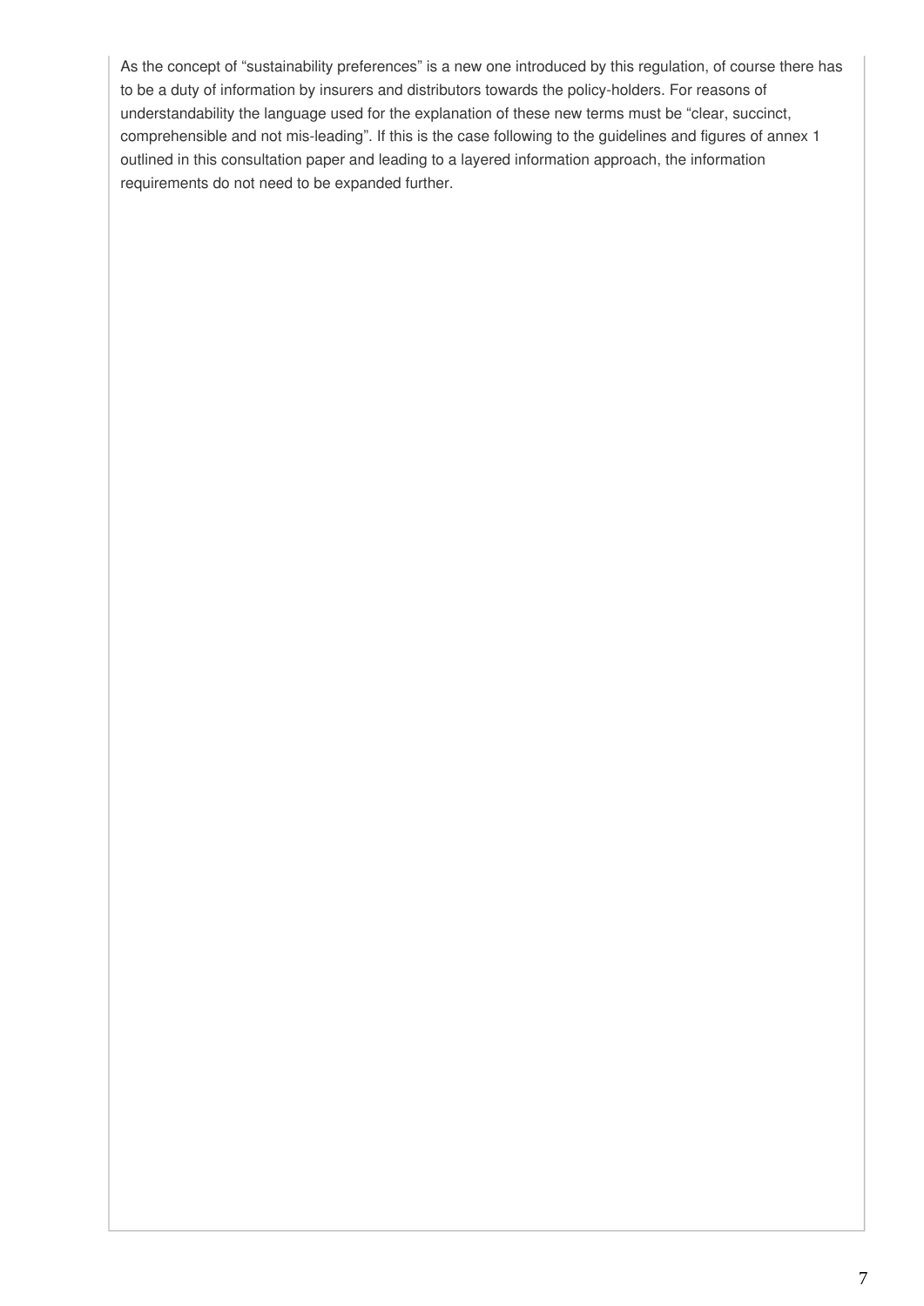As the concept of "sustainability preferences" is a new one introduced by this regulation, of course there has to be a duty of information by insurers and distributors towards the policy-holders. For reasons of understandability the language used for the explanation of these new terms must be "clear, succinct, comprehensible and not mis-leading". If this is the case following to the guidelines and figures of annex 1 outlined in this consultation paper and leading to a layered information approach, the information requirements do not need to be expanded further.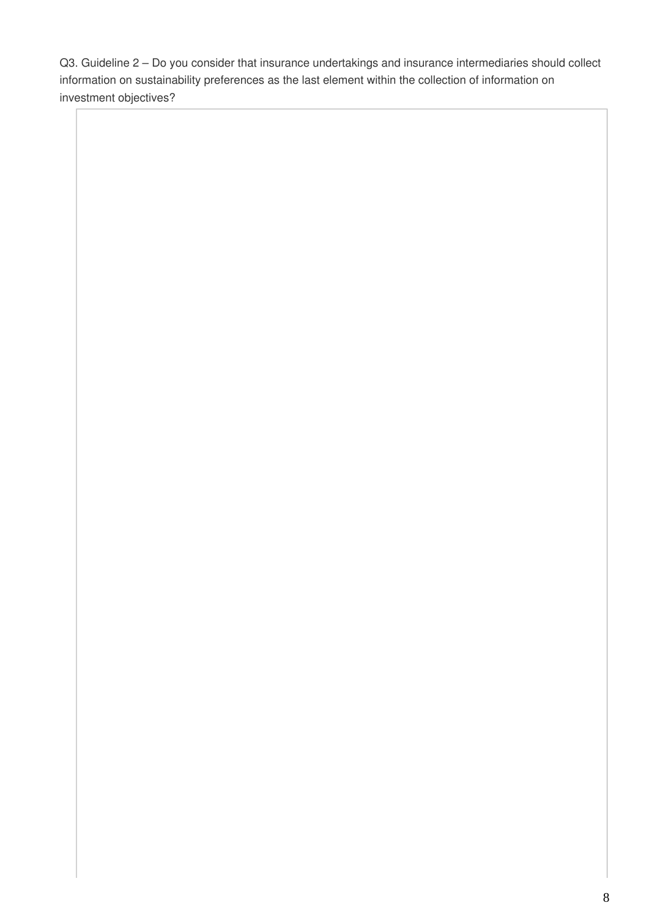Q3. Guideline 2 – Do you consider that insurance undertakings and insurance intermediaries should collect information on sustainability preferences as the last element within the collection of information on investment objectives?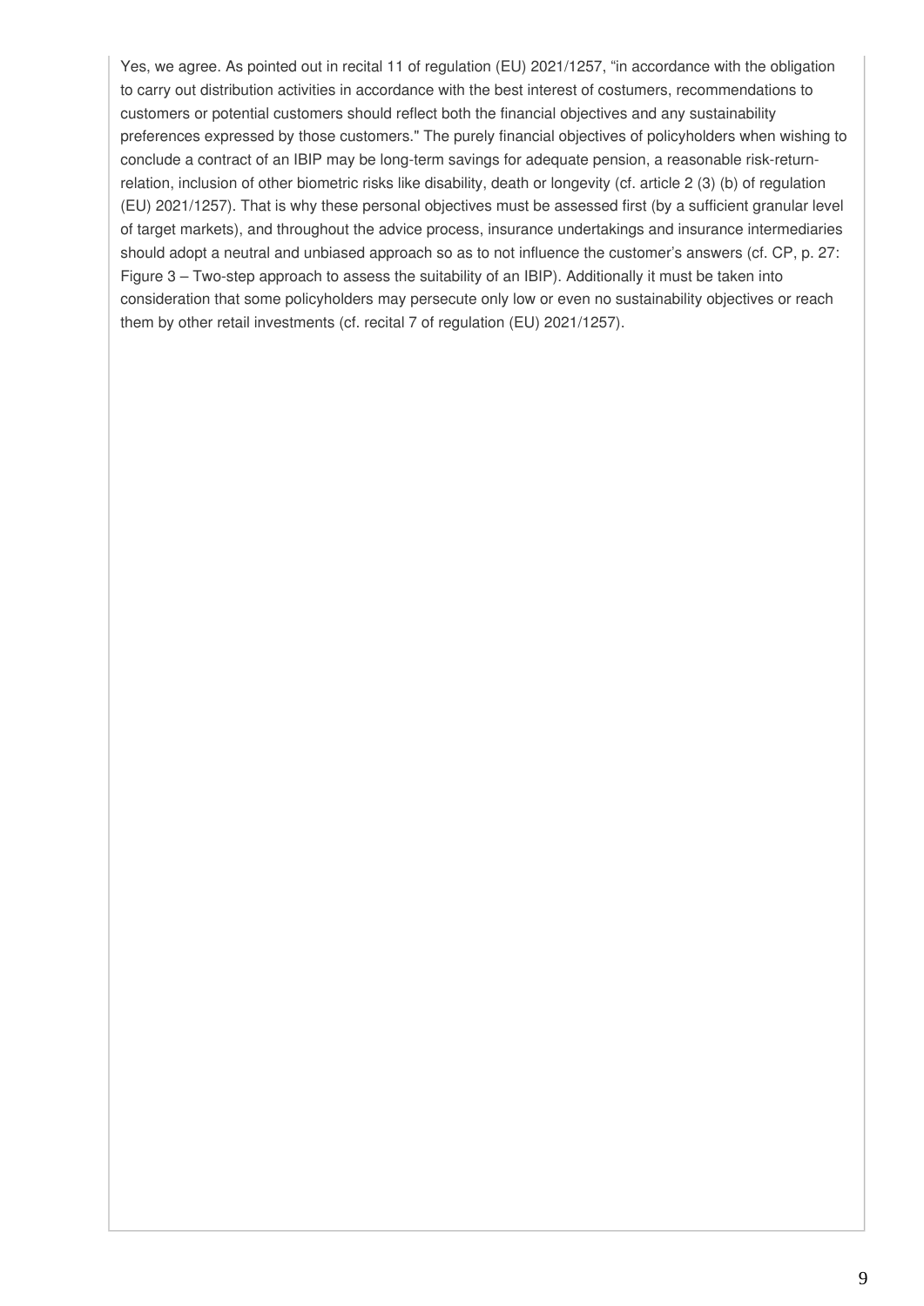Yes, we agree. As pointed out in recital 11 of regulation (EU) 2021/1257, “in accordance with the obligation to carry out distribution activities in accordance with the best interest of costumers, recommendations to customers or potential customers should reflect both the financial objectives and any sustainability preferences expressed by those customers." The purely financial objectives of policyholders when wishing to conclude a contract of an IBIP may be long-term savings for adequate pension, a reasonable risk-return-relation, inclusion of other biometric risks like disability, death or longevity (cf. article 2 (3) (b) of regulation (EU) 2021/1257). That is why these personal objectives must be assessed first (by a sufficient granular level of target markets), and throughout the advice process, insurance undertakings and insurance intermediaries should adopt a neutral and unbiased approach so as to not influence the customer’s answers (cf. CP, p. 27: Figure 3 – Two-step approach to assess the suitability of an IBIP). Additionally it must be taken into consideration that some policyholders may persecute only low or even no sustainability objectives or reach them by other retail investments (cf. recital 7 of regulation (EU) 2021/1257).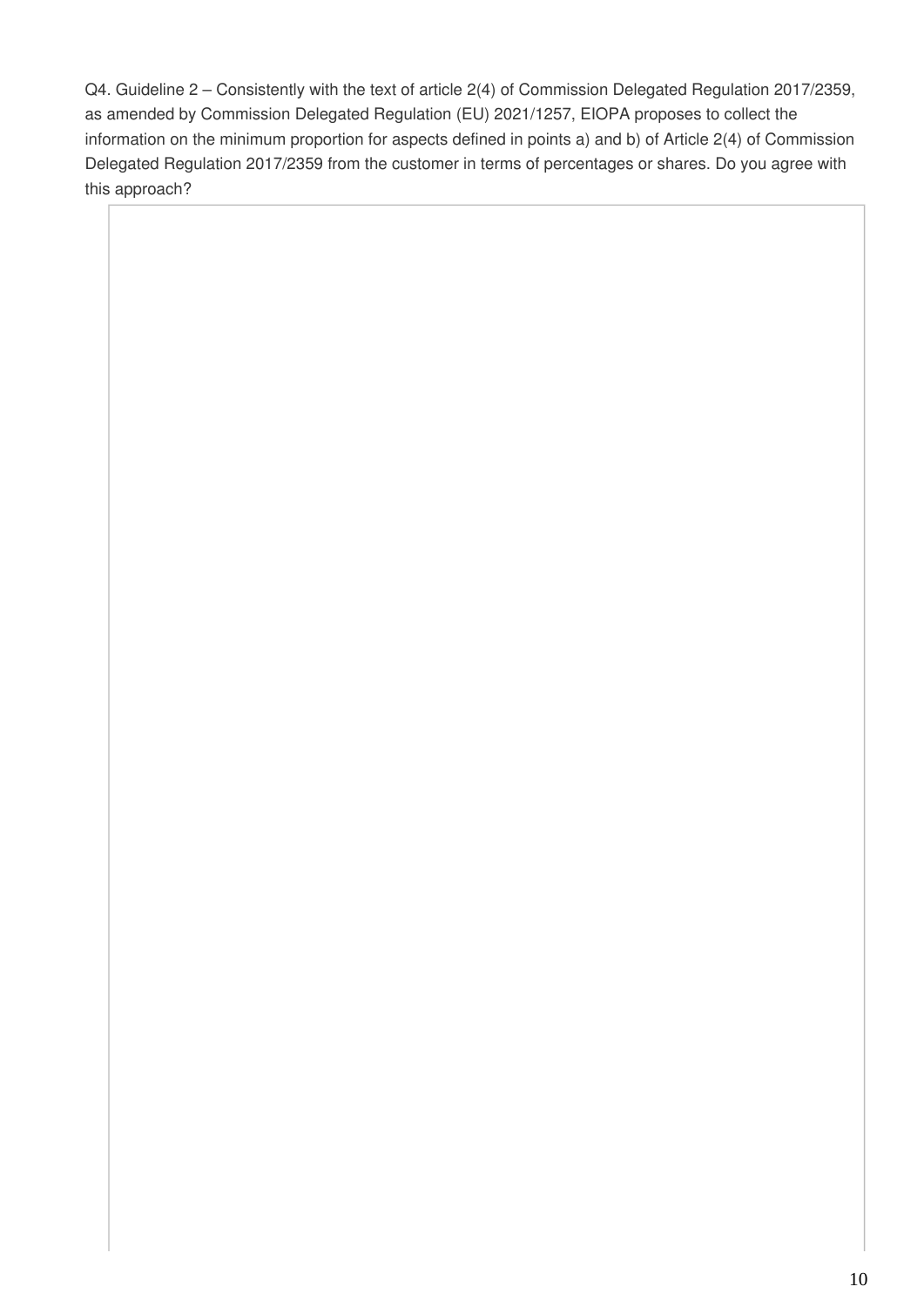Q4. Guideline 2 – Consistently with the text of article 2(4) of Commission Delegated Regulation 2017/2359, as amended by Commission Delegated Regulation (EU) 2021/1257, EIOPA proposes to collect the information on the minimum proportion for aspects defined in points a) and b) of Article 2(4) of Commission Delegated Regulation 2017/2359 from the customer in terms of percentages or shares. Do you agree with this approach?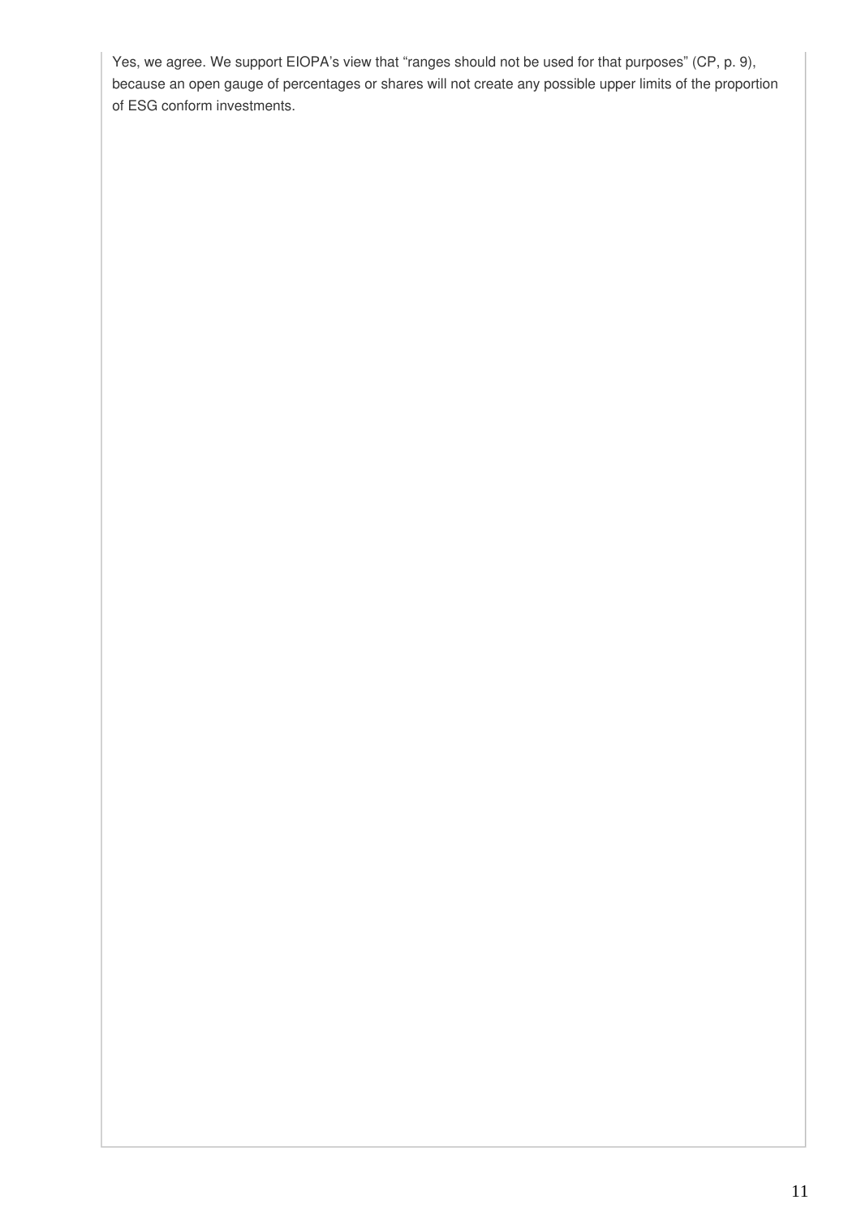Yes, we agree. We support EIOPA's view that "ranges should not be used for that purposes" (CP, p. 9), because an open gauge of percentages or shares will not create any possible upper limits of the proportion of ESG conform investments.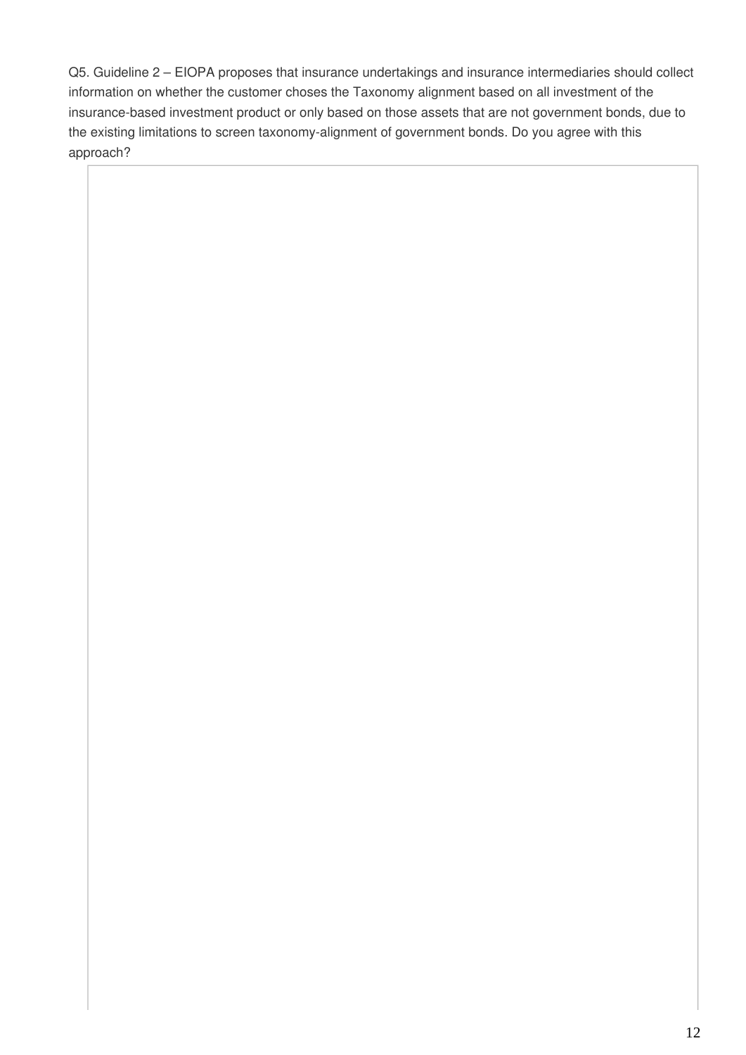Q5. Guideline 2 – EIOPA proposes that insurance undertakings and insurance intermediaries should collect information on whether the customer choses the Taxonomy alignment based on all investment of the insurance-based investment product or only based on those assets that are not government bonds, due to the existing limitations to screen taxonomy-alignment of government bonds. Do you agree with this approach?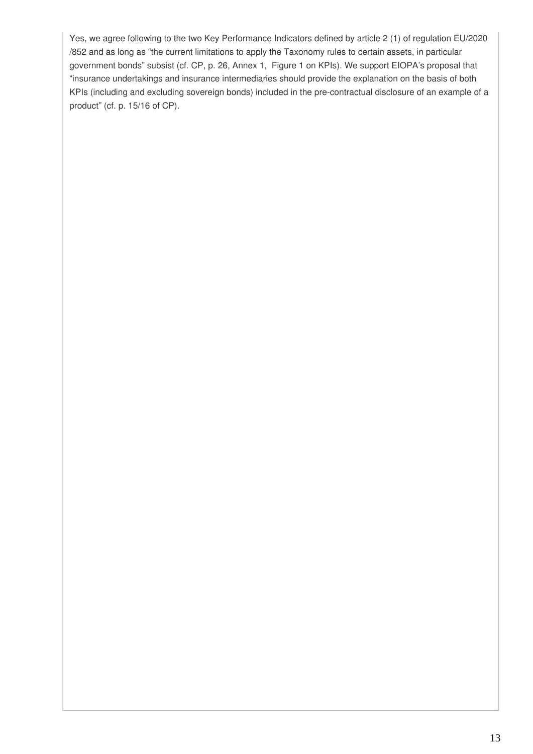Yes, we agree following to the two Key Performance Indicators defined by article 2 (1) of regulation EU/2020/852 and as long as "the current limitations to apply the Taxonomy rules to certain assets, in particular government bonds" subsist (cf. CP, p. 26, Annex 1, Figure 1 on KPIs). We support EIOPA's proposal that "insurance undertakings and insurance intermediaries should provide the explanation on the basis of both KPIs (including and excluding sovereign bonds) included in the pre-contractual disclosure of an example of a product" (cf. p. 15/16 of CP).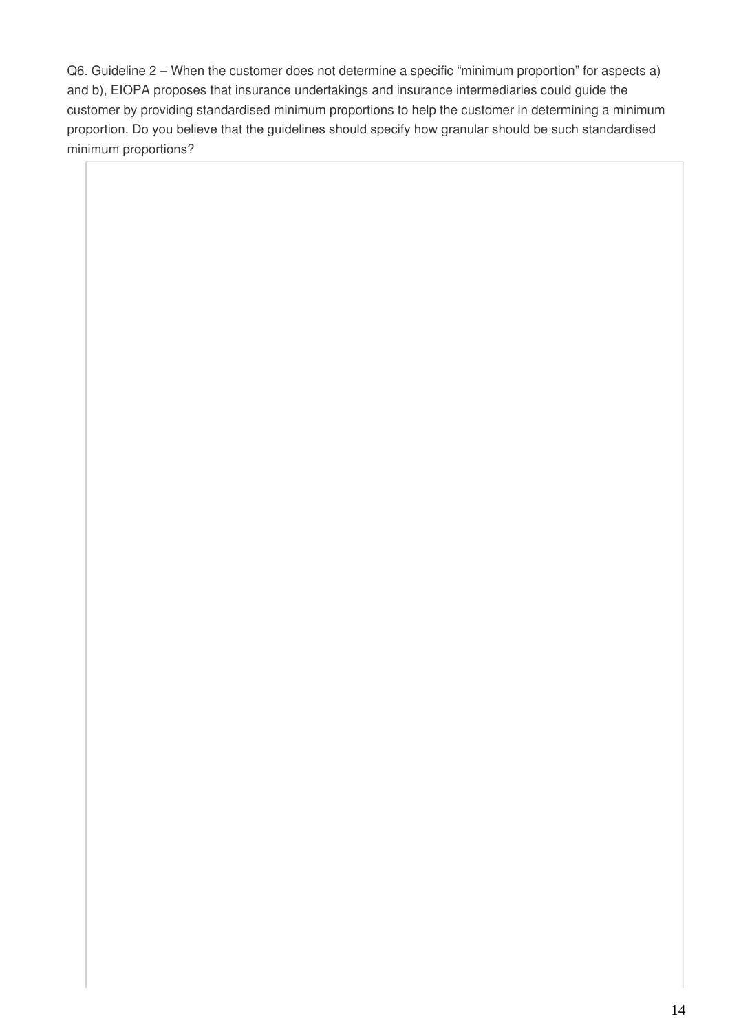Q6. Guideline 2 – When the customer does not determine a specific "minimum proportion" for aspects a) and b), EIOPA proposes that insurance undertakings and insurance intermediaries could guide the customer by providing standardised minimum proportions to help the customer in determining a minimum proportion. Do you believe that the guidelines should specify how granular should be such standardised minimum proportions?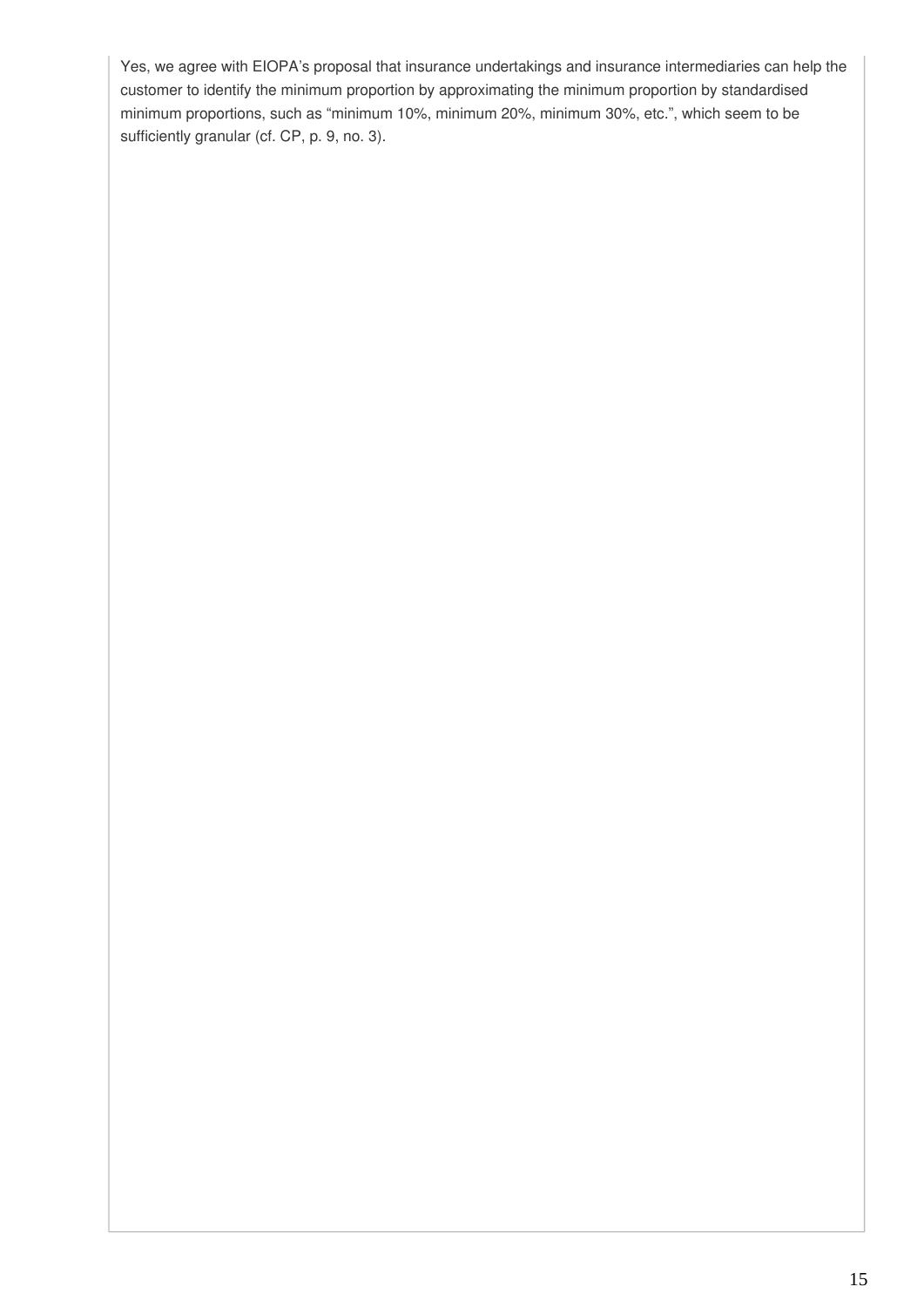Yes, we agree with EIOPA's proposal that insurance undertakings and insurance intermediaries can help the customer to identify the minimum proportion by approximating the minimum proportion by standardised minimum proportions, such as "minimum 10%, minimum 20%, minimum 30%, etc.", which seem to be sufficiently granular (cf. CP, p. 9, no. 3).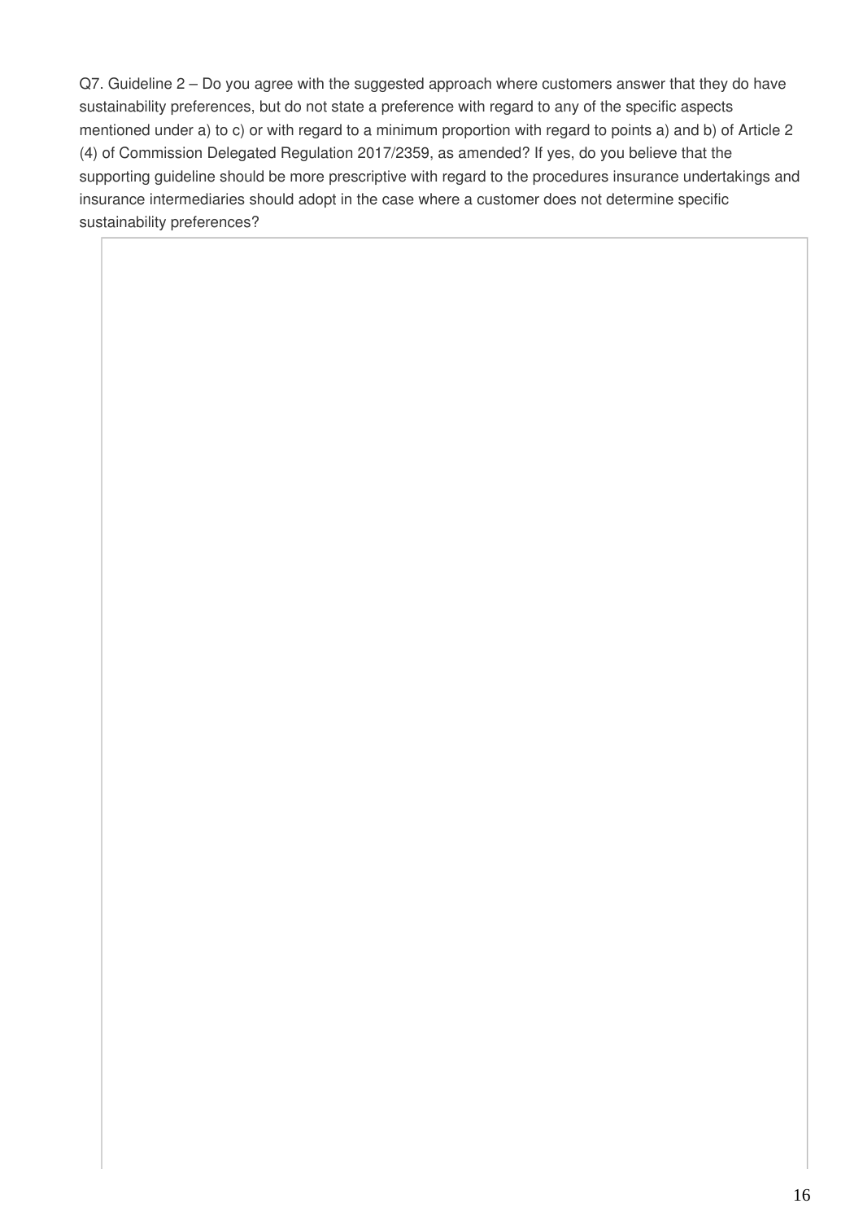Q7. Guideline 2 – Do you agree with the suggested approach where customers answer that they do have sustainability preferences, but do not state a preference with regard to any of the specific aspects mentioned under a) to c) or with regard to a minimum proportion with regard to points a) and b) of Article 2 (4) of Commission Delegated Regulation 2017/2359, as amended? If yes, do you believe that the supporting guideline should be more prescriptive with regard to the procedures insurance undertakings and insurance intermediaries should adopt in the case where a customer does not determine specific sustainability preferences?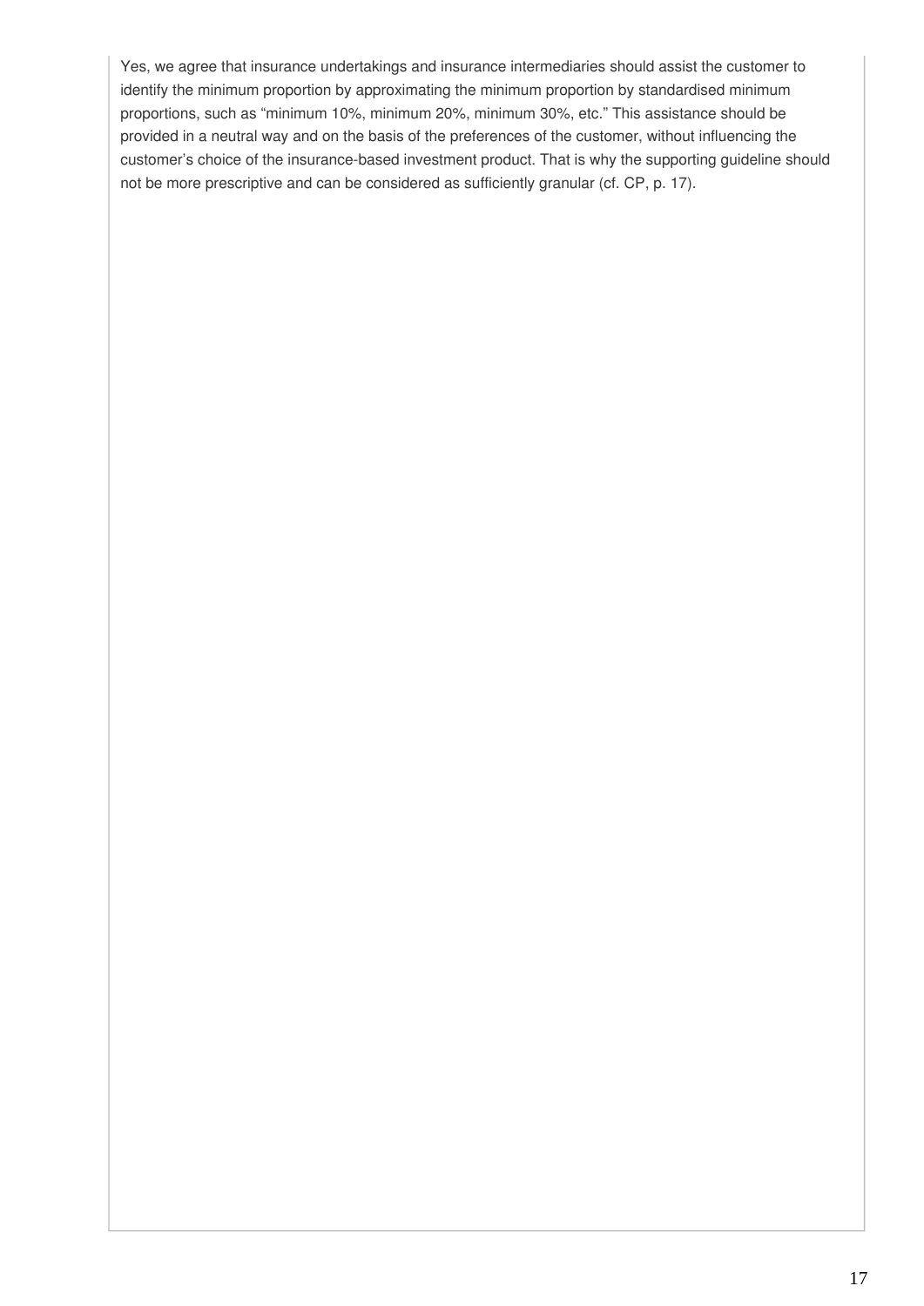Yes, we agree that insurance undertakings and insurance intermediaries should assist the customer to identify the minimum proportion by approximating the minimum proportion by standardised minimum proportions, such as “minimum 10%, minimum 20%, minimum 30%, etc.” This assistance should be provided in a neutral way and on the basis of the preferences of the customer, without influencing the customer’s choice of the insurance-based investment product. That is why the supporting guideline should not be more prescriptive and can be considered as sufficiently granular (cf. CP, p. 17).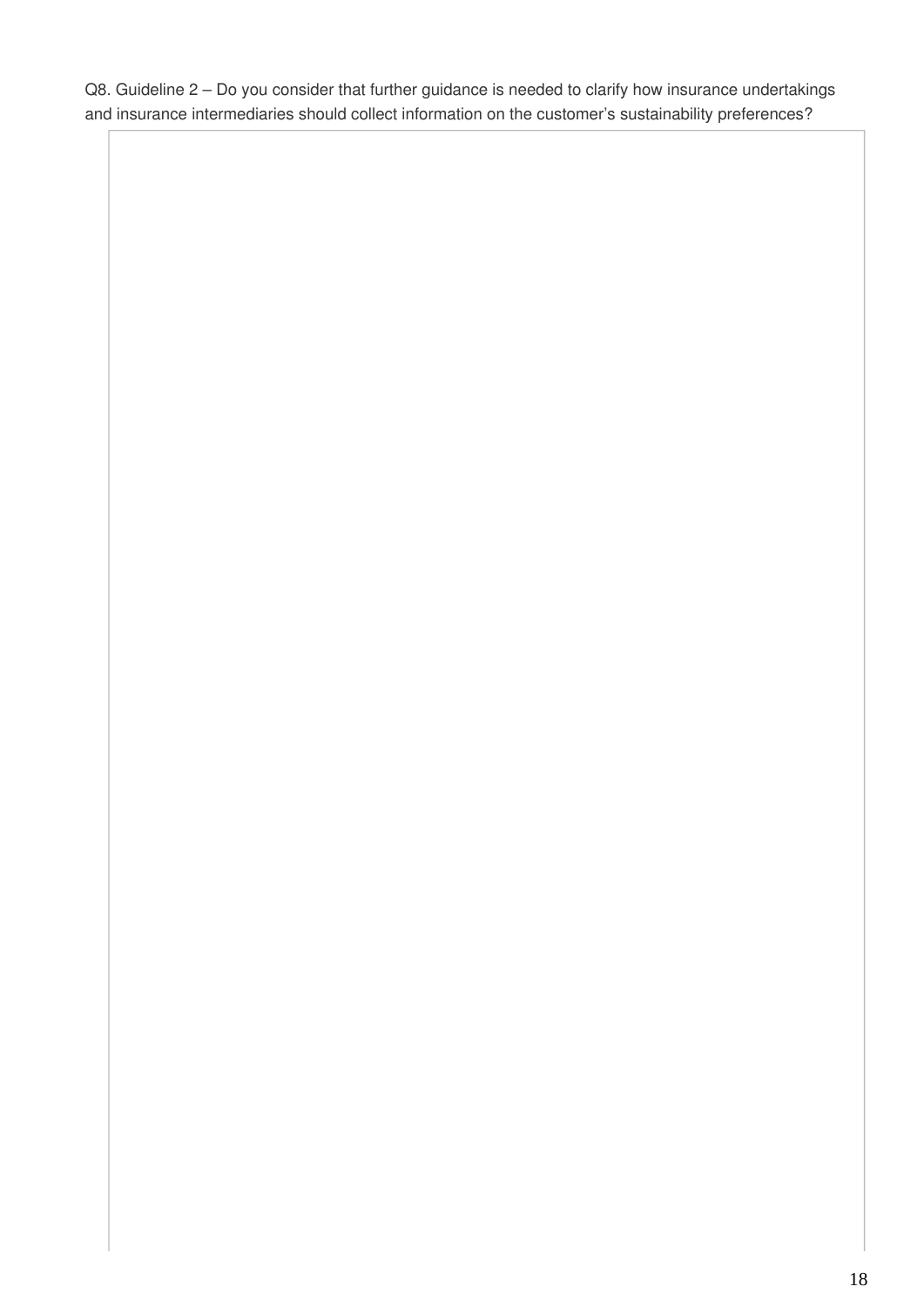Q8. Guideline 2 – Do you consider that further guidance is needed to clarify how insurance undertakings and insurance intermediaries should collect information on the customer's sustainability preferences?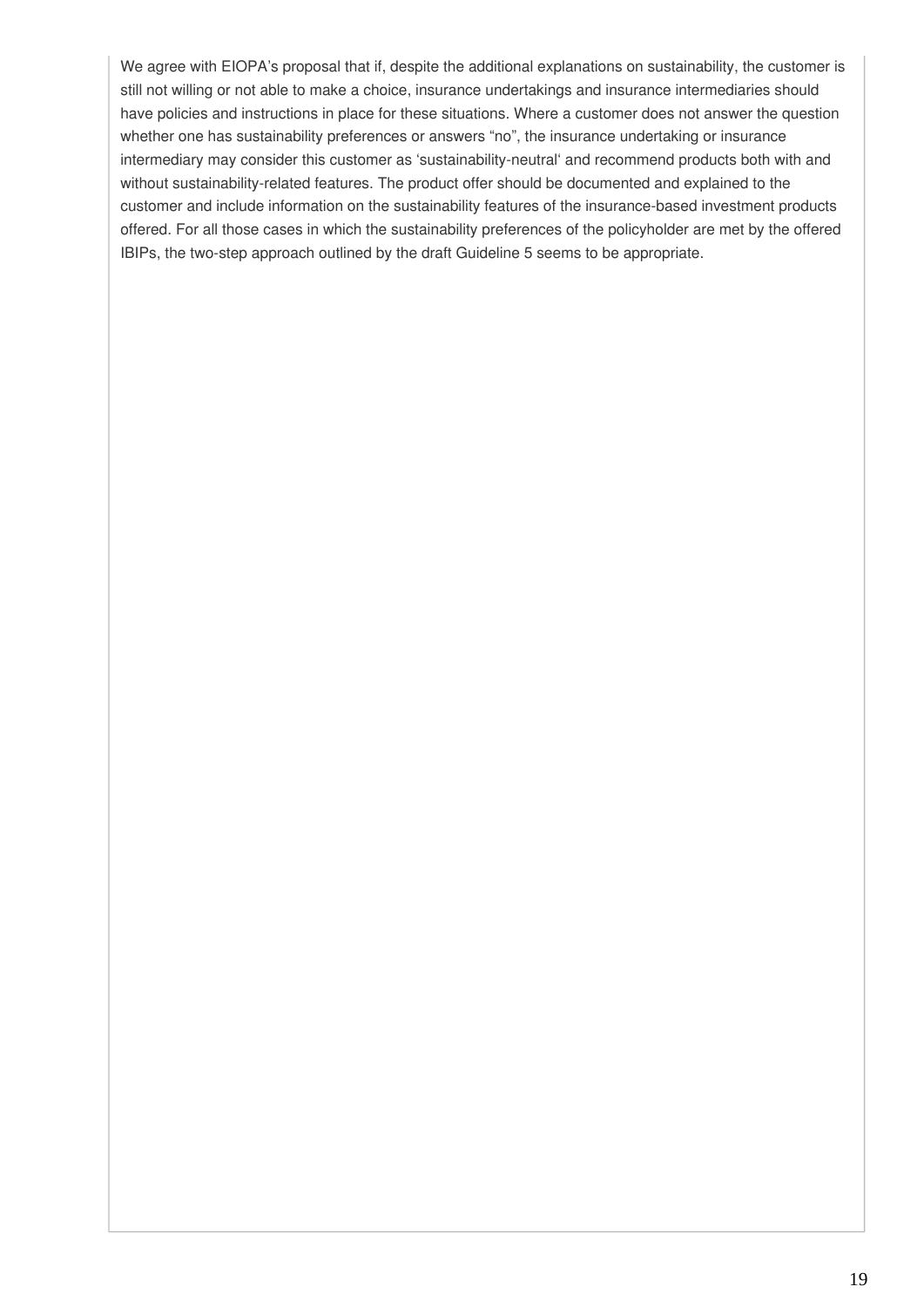We agree with EIOPA's proposal that if, despite the additional explanations on sustainability, the customer is still not willing or not able to make a choice, insurance undertakings and insurance intermediaries should have policies and instructions in place for these situations. Where a customer does not answer the question whether one has sustainability preferences or answers "no", the insurance undertaking or insurance intermediary may consider this customer as 'sustainability-neutral' and recommend products both with and without sustainability-related features. The product offer should be documented and explained to the customer and include information on the sustainability features of the insurance-based investment products offered. For all those cases in which the sustainability preferences of the policyholder are met by the offered IBIPs, the two-step approach outlined by the draft Guideline 5 seems to be appropriate.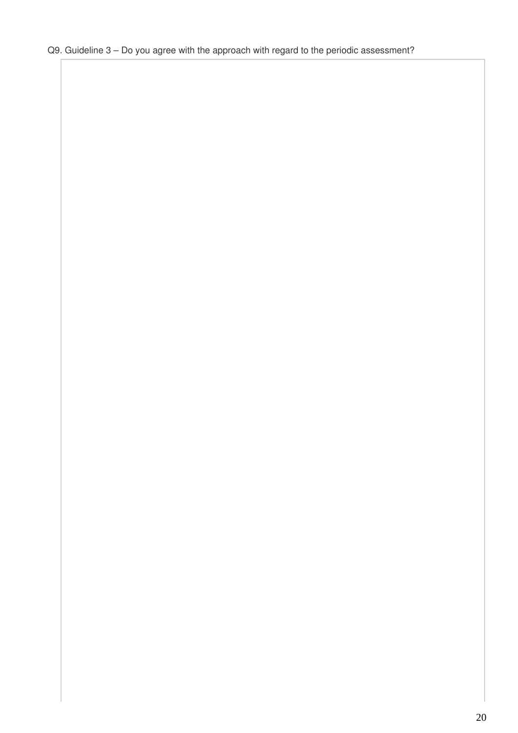Q9. Guideline 3 – Do you agree with the approach with regard to the periodic assessment?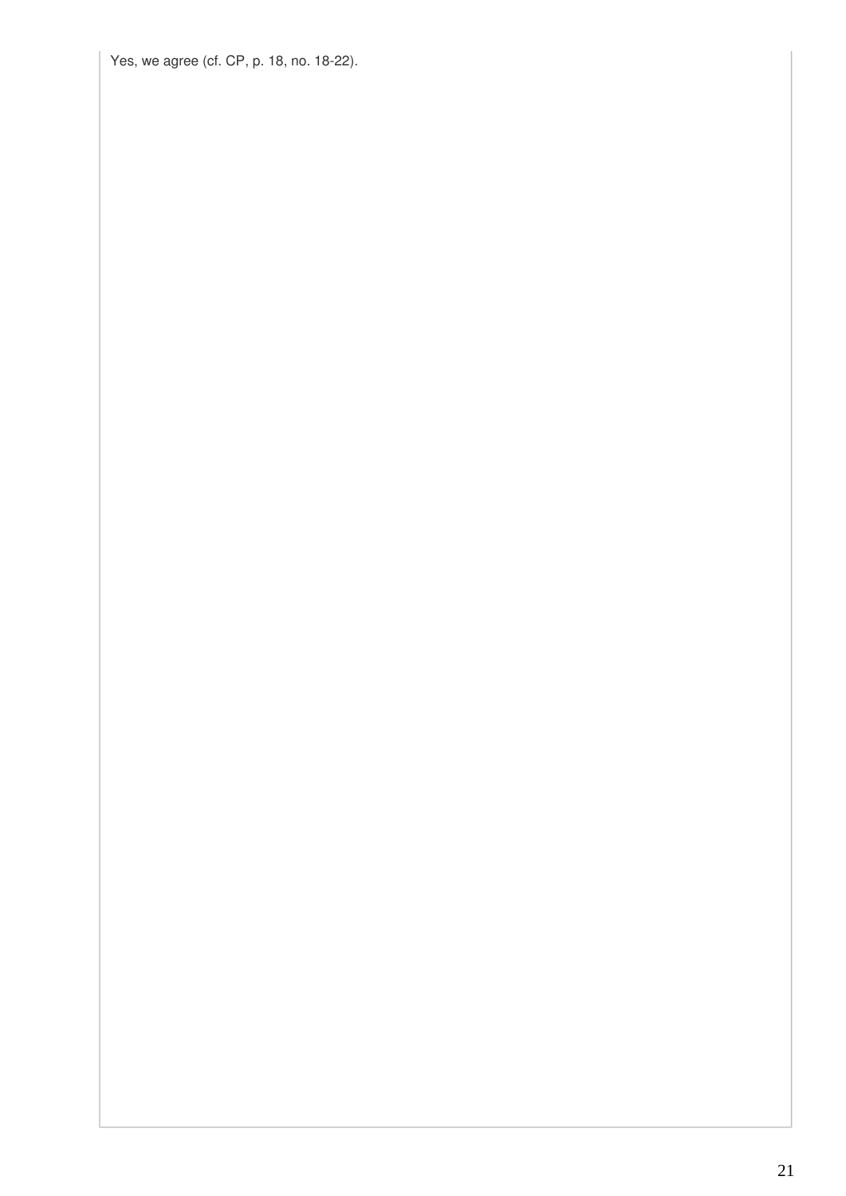Yes, we agree (cf. CP, p. 18, no. 18-22).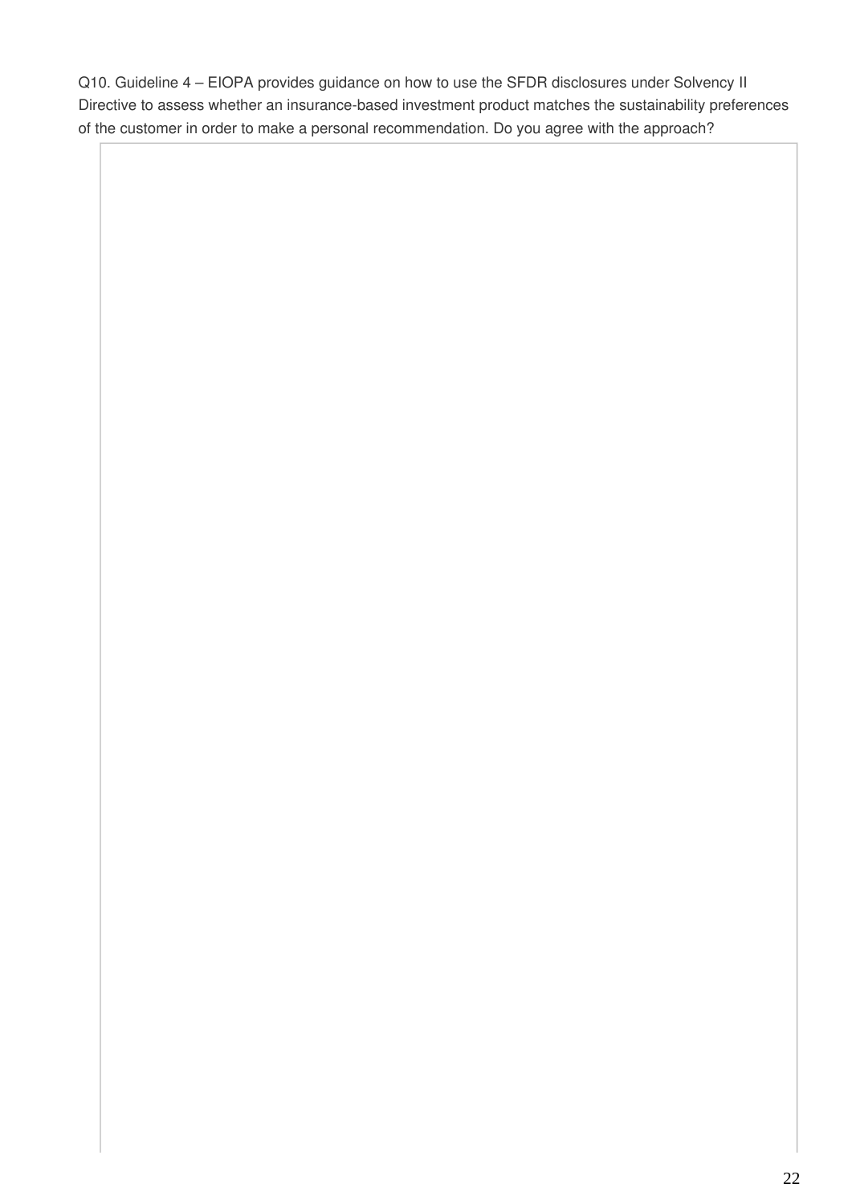Q10. Guideline 4 – EIOPA provides guidance on how to use the SFDR disclosures under Solvency II Directive to assess whether an insurance-based investment product matches the sustainability preferences of the customer in order to make a personal recommendation. Do you agree with the approach?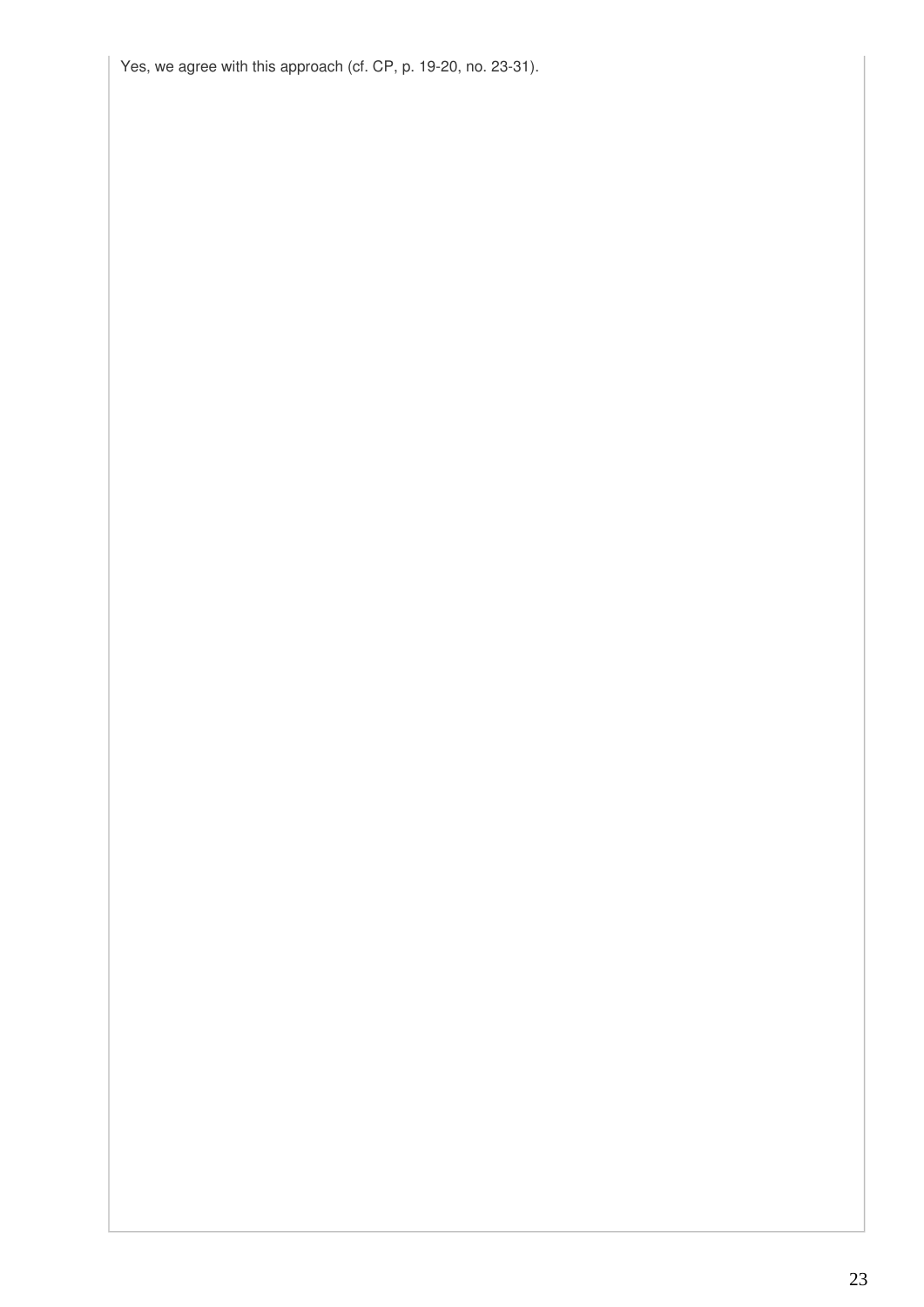Yes, we agree with this approach (cf. CP, p. 19-20, no. 23-31).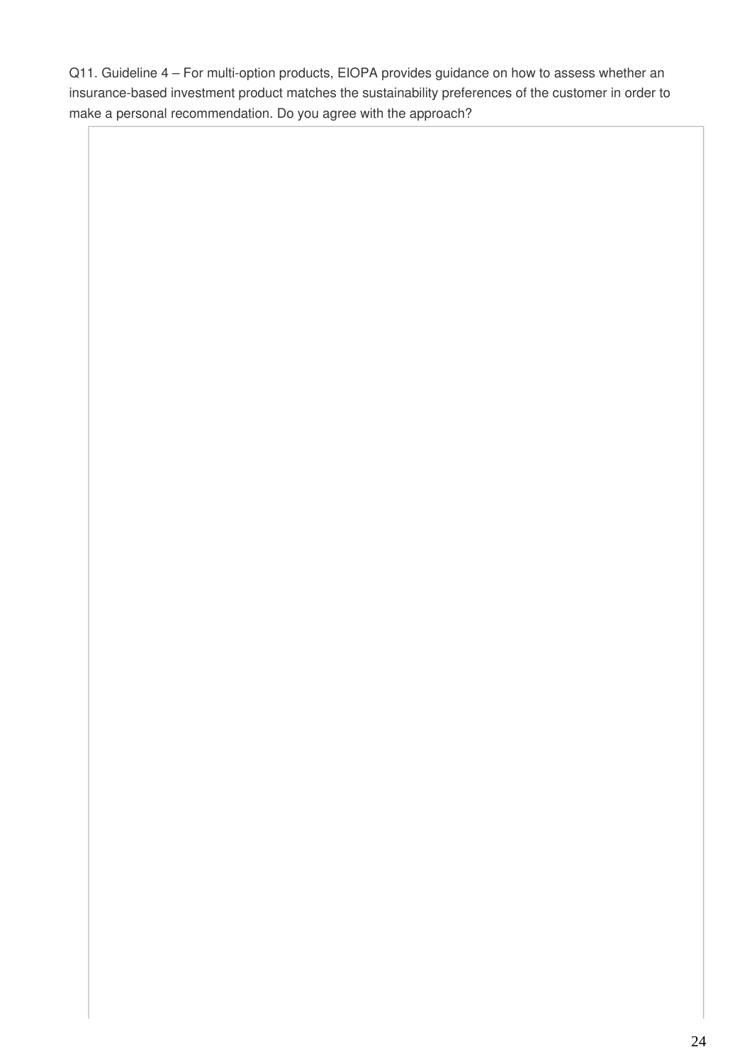Q11. Guideline 4 – For multi-option products, EIOPA provides guidance on how to assess whether an insurance-based investment product matches the sustainability preferences of the customer in order to make a personal recommendation. Do you agree with the approach?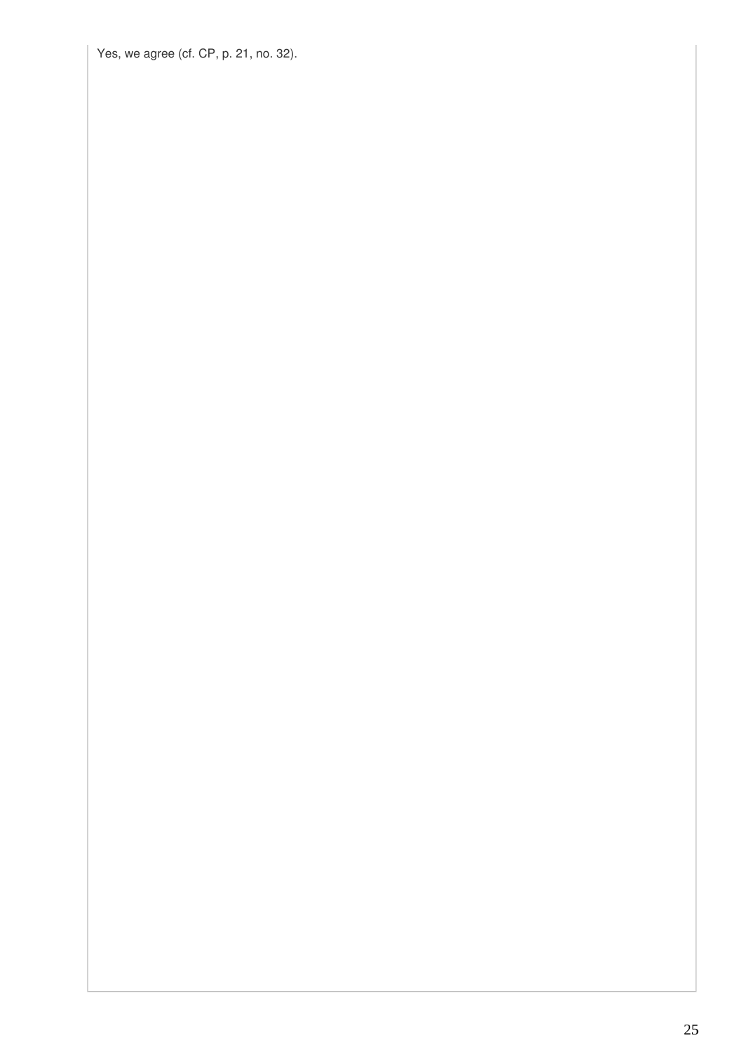Yes, we agree (cf. CP, p. 21, no. 32).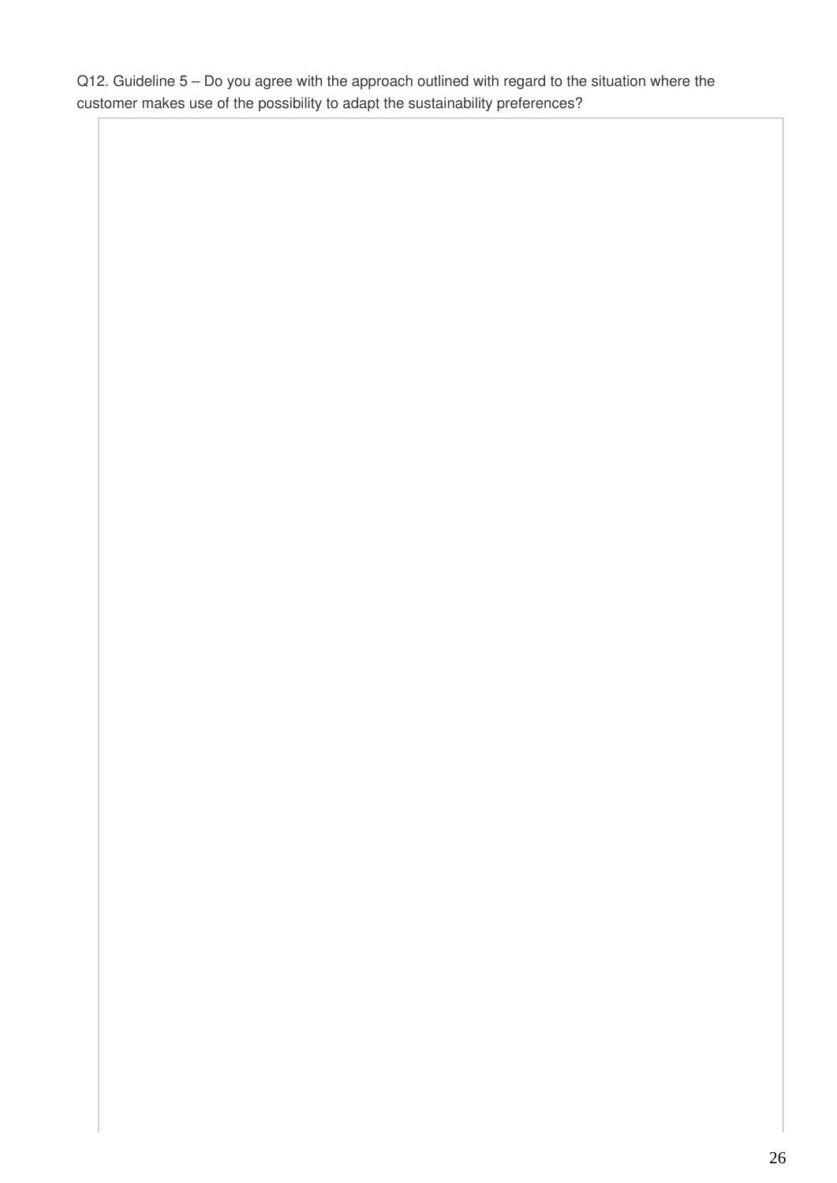Q12. Guideline 5 – Do you agree with the approach outlined with regard to the situation where the customer makes use of the possibility to adapt the sustainability preferences?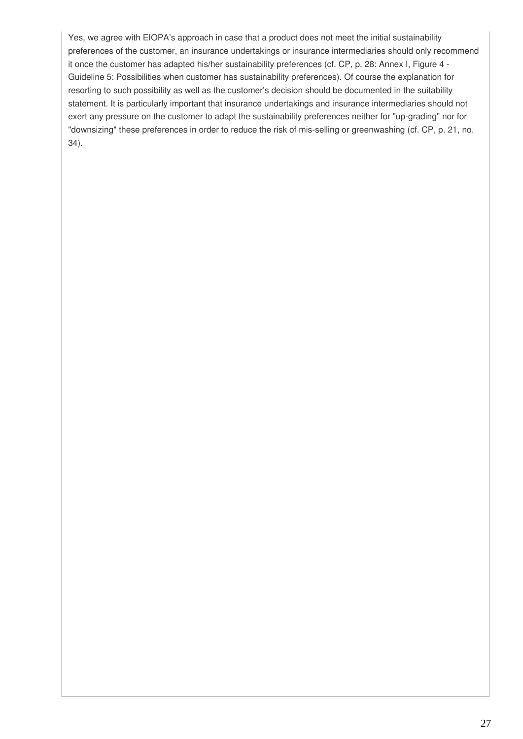Yes, we agree with EIOPA’s approach in case that a product does not meet the initial sustainability preferences of the customer, an insurance undertakings or insurance intermediaries should only recommend it once the customer has adapted his/her sustainability preferences (cf. CP, p. 28: Annex I, Figure 4 - Guideline 5: Possibilities when customer has sustainability preferences). Of course the explanation for resorting to such possibility as well as the customer’s decision should be documented in the suitability statement. It is particularly important that insurance undertakings and insurance intermediaries should not exert any pressure on the customer to adapt the sustainability preferences neither for "up-grading" nor for "downsizing" these preferences in order to reduce the risk of mis-selling or greenwashing (cf. CP, p. 21, no. 34).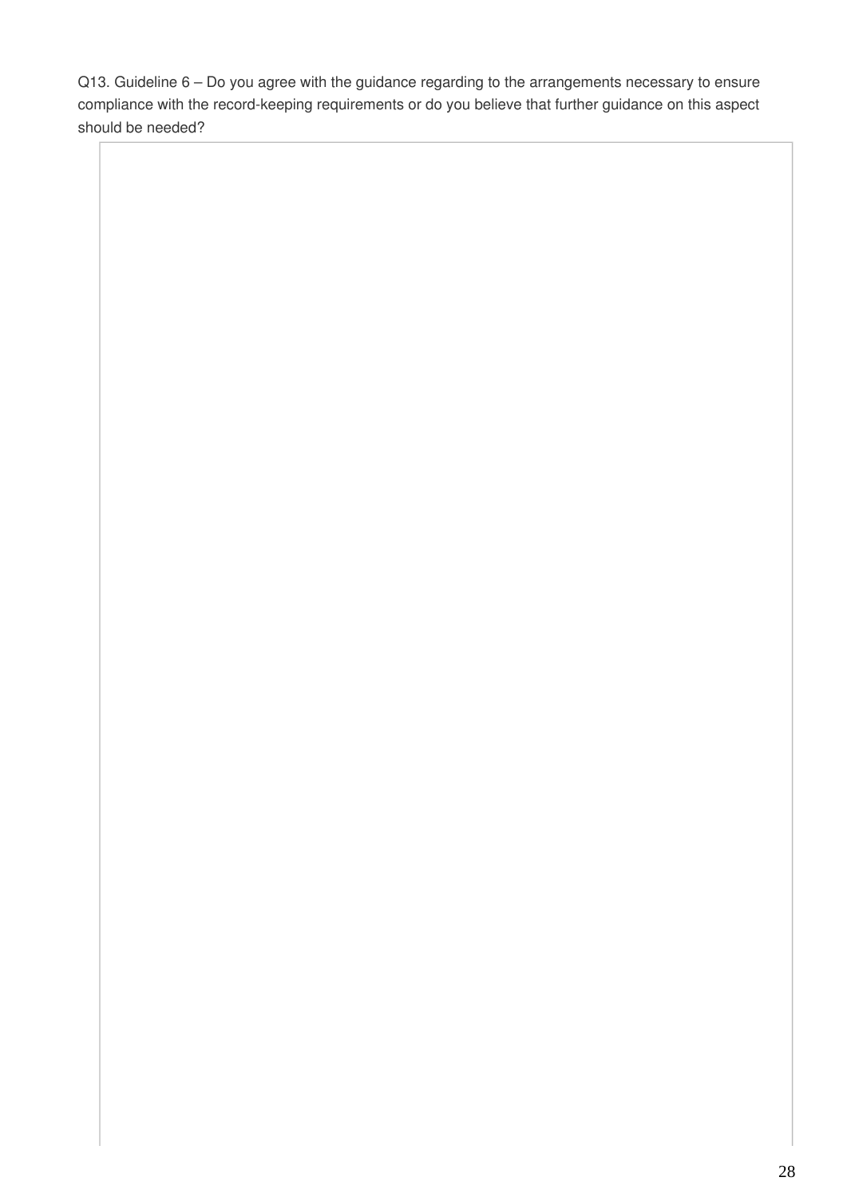Q13. Guideline 6 – Do you agree with the guidance regarding to the arrangements necessary to ensure compliance with the record-keeping requirements or do you believe that further guidance on this aspect should be needed?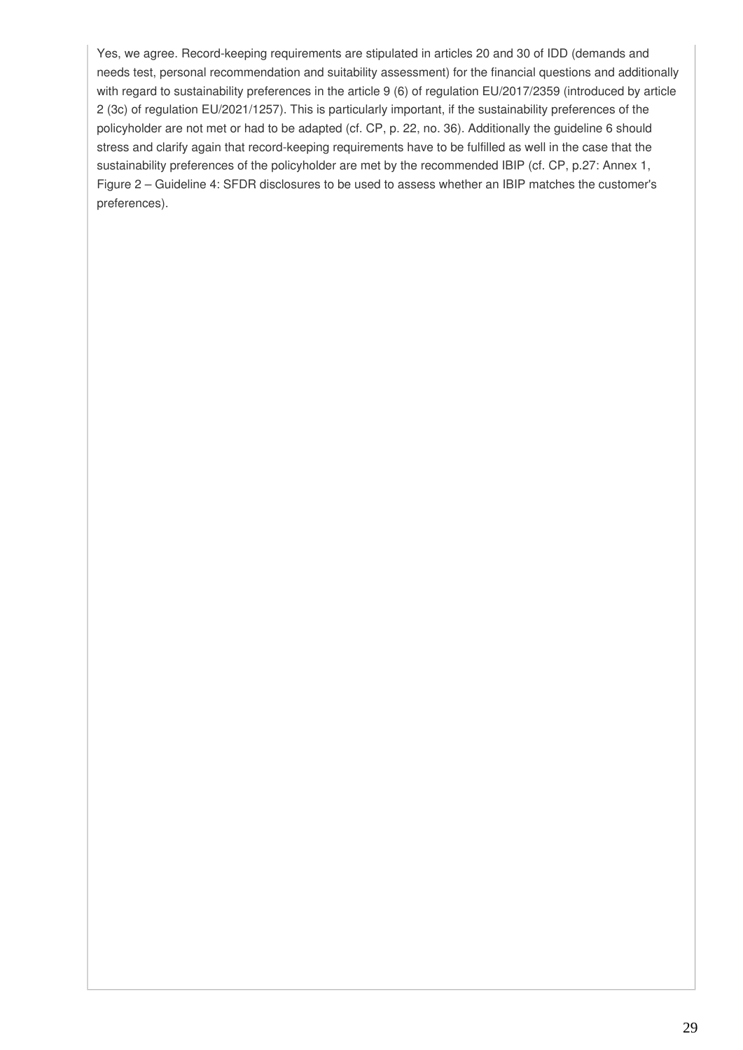Yes, we agree. Record-keeping requirements are stipulated in articles 20 and 30 of IDD (demands and needs test, personal recommendation and suitability assessment) for the financial questions and additionally with regard to sustainability preferences in the article 9 (6) of regulation EU/2017/2359 (introduced by article 2 (3c) of regulation EU/2021/1257). This is particularly important, if the sustainability preferences of the policyholder are not met or had to be adapted (cf. CP, p. 22, no. 36). Additionally the guideline 6 should stress and clarify again that record-keeping requirements have to be fulfilled as well in the case that the sustainability preferences of the policyholder are met by the recommended IBIP (cf. CP, p.27: Annex 1, Figure 2 – Guideline 4: SFDR disclosures to be used to assess whether an IBIP matches the customer's preferences).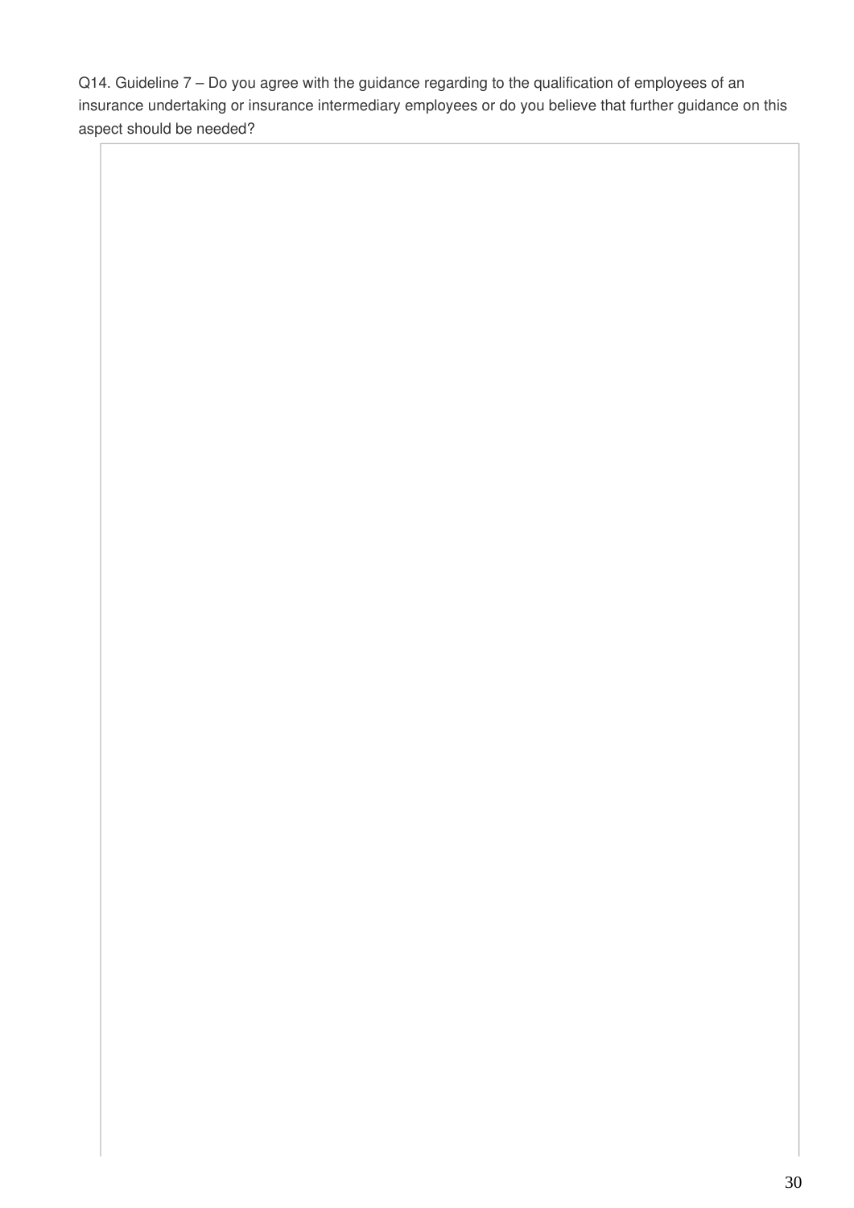Q14. Guideline 7 – Do you agree with the guidance regarding to the qualification of employees of an insurance undertaking or insurance intermediary employees or do you believe that further guidance on this aspect should be needed?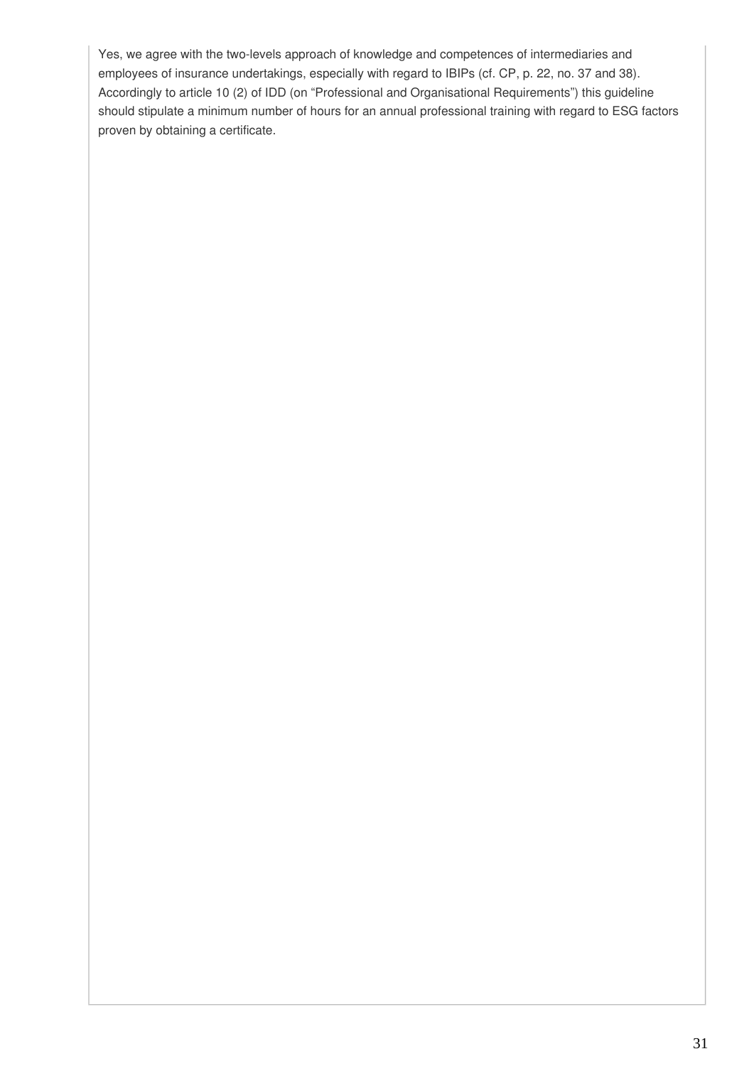Yes, we agree with the two-levels approach of knowledge and competences of intermediaries and employees of insurance undertakings, especially with regard to IBIPs (cf. CP, p. 22, no. 37 and 38). Accordingly to article 10 (2) of IDD (on "Professional and Organisational Requirements") this guideline should stipulate a minimum number of hours for an annual professional training with regard to ESG factors proven by obtaining a certificate.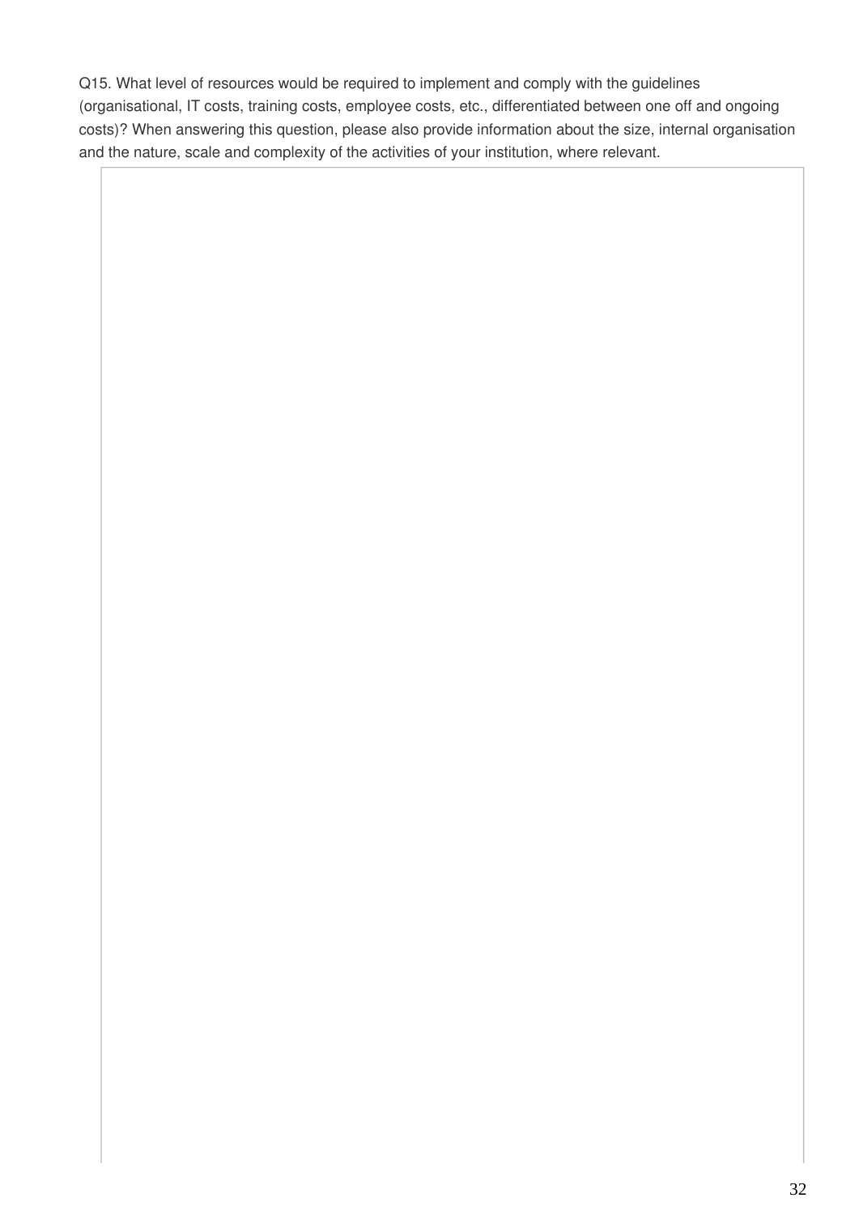Q15. What level of resources would be required to implement and comply with the guidelines (organisational, IT costs, training costs, employee costs, etc., differentiated between one off and ongoing costs)? When answering this question, please also provide information about the size, internal organisation and the nature, scale and complexity of the activities of your institution, where relevant.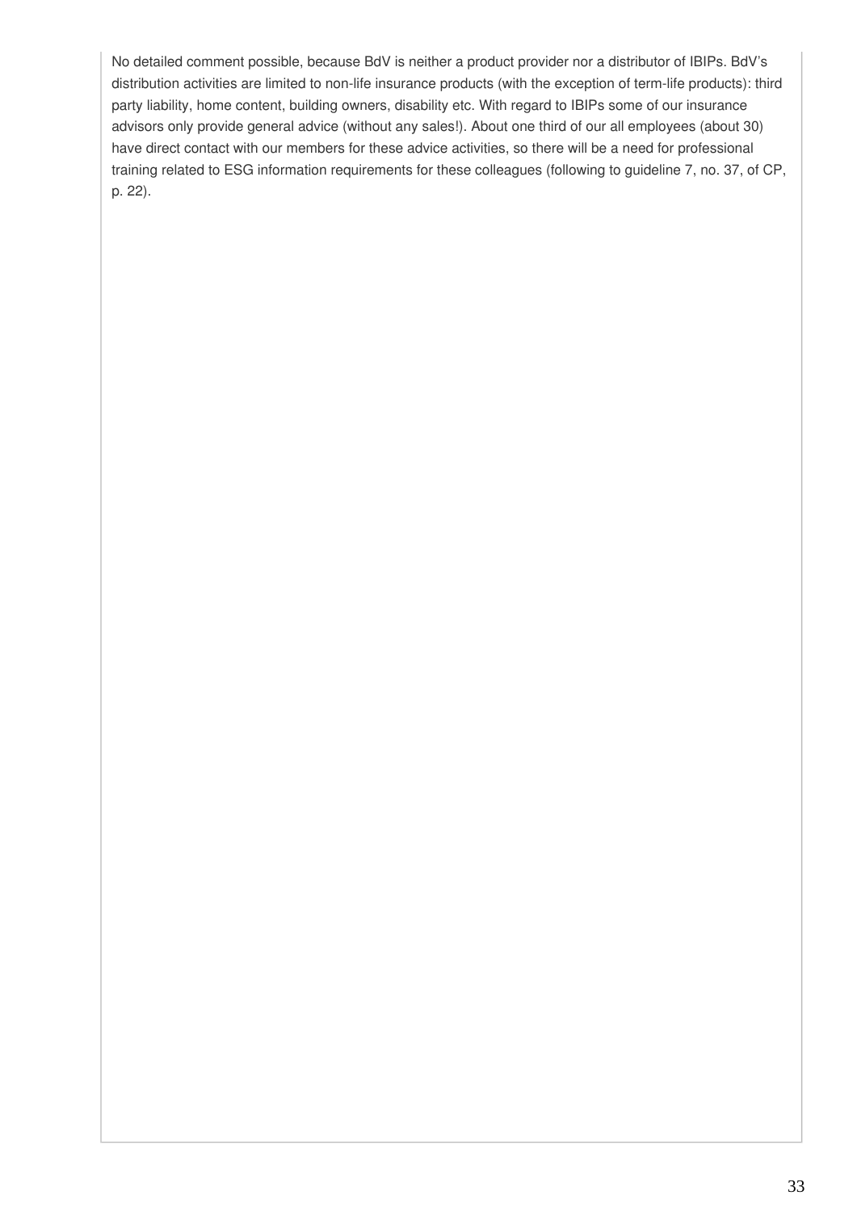No detailed comment possible, because BdV is neither a product provider nor a distributor of IBIPs. BdV's distribution activities are limited to non-life insurance products (with the exception of term-life products): third party liability, home content, building owners, disability etc. With regard to IBIPs some of our insurance advisors only provide general advice (without any sales!). About one third of our all employees (about 30) have direct contact with our members for these advice activities, so there will be a need for professional training related to ESG information requirements for these colleagues (following to guideline 7, no. 37, of CP, p. 22).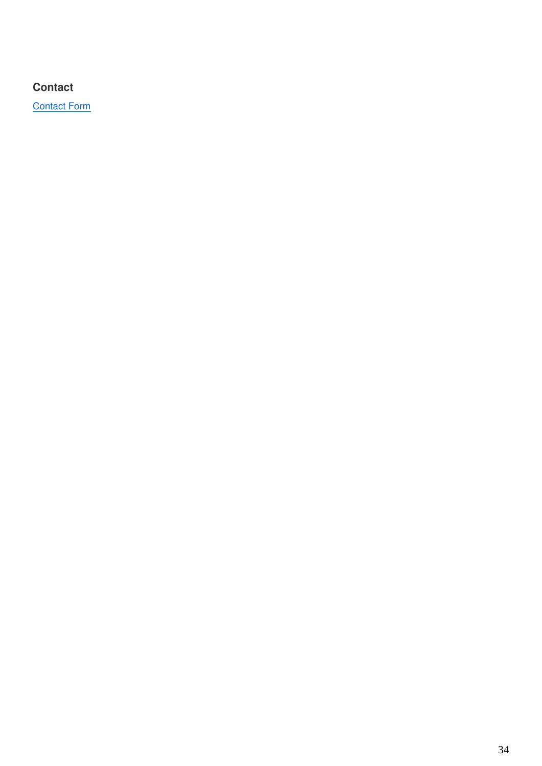### Contact

Contact Form